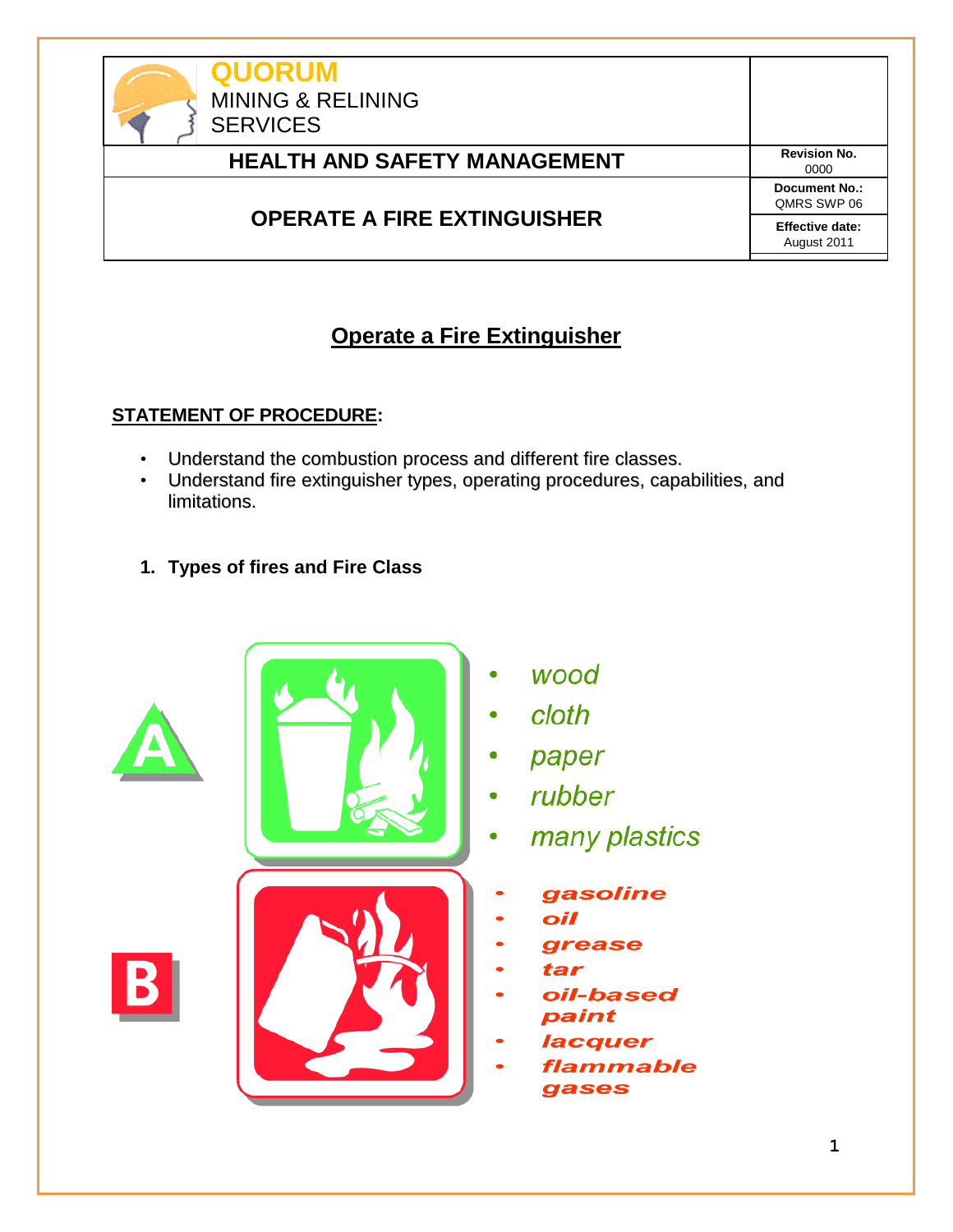| QUORUM MINING & RELINING SERVICES | |
|---|---|
| **HEALTH AND SAFETY MANAGEMENT** | **Revision No.** 0000 |
| **OPERATE A FIRE EXTINGUISHER** | **Document No.:** QMRS SWP 06 |
| | **Effective date:** August 2011 |

# Operate a Fire Extinguisher

## STATEMENT OF PROCEDURE:

- Understand the combustion process and different fire classes.
- Understand fire extinguisher types, operating procedures, capabilities, and limitations.

### 1. Types of fires and Fire Class

**A**

- *wood*
- *cloth*
- *paper*
- *rubber*
- *many plastics*

**B**

- *gasoline*
- *oil*
- *grease*
- *tar*
- *oil-based paint*
- *lacquer*
- *flammable gases*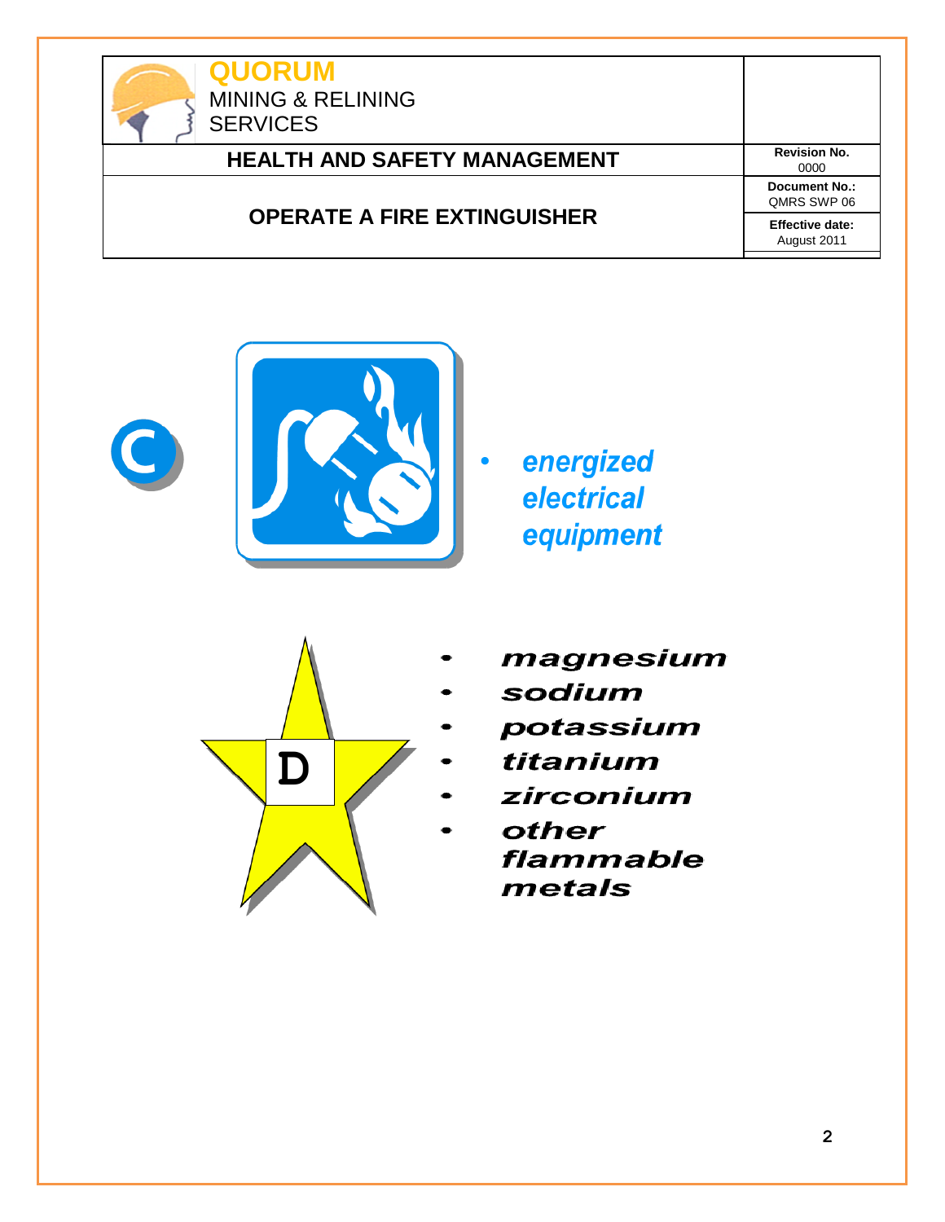C

- energized electrical equipment

D

- magnesium
- sodium
- potassium
- titanium
- zirconium
- other flammable metals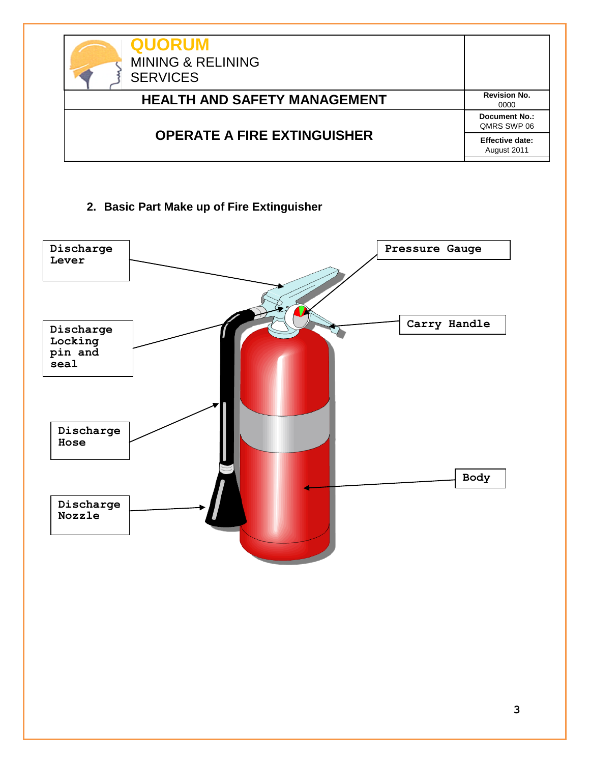## 2. Basic Part Make up of Fire Extinguisher

Discharge Lever

Pressure Gauge

Discharge Locking pin and seal

Carry Handle

Discharge Hose

Body

Discharge Nozzle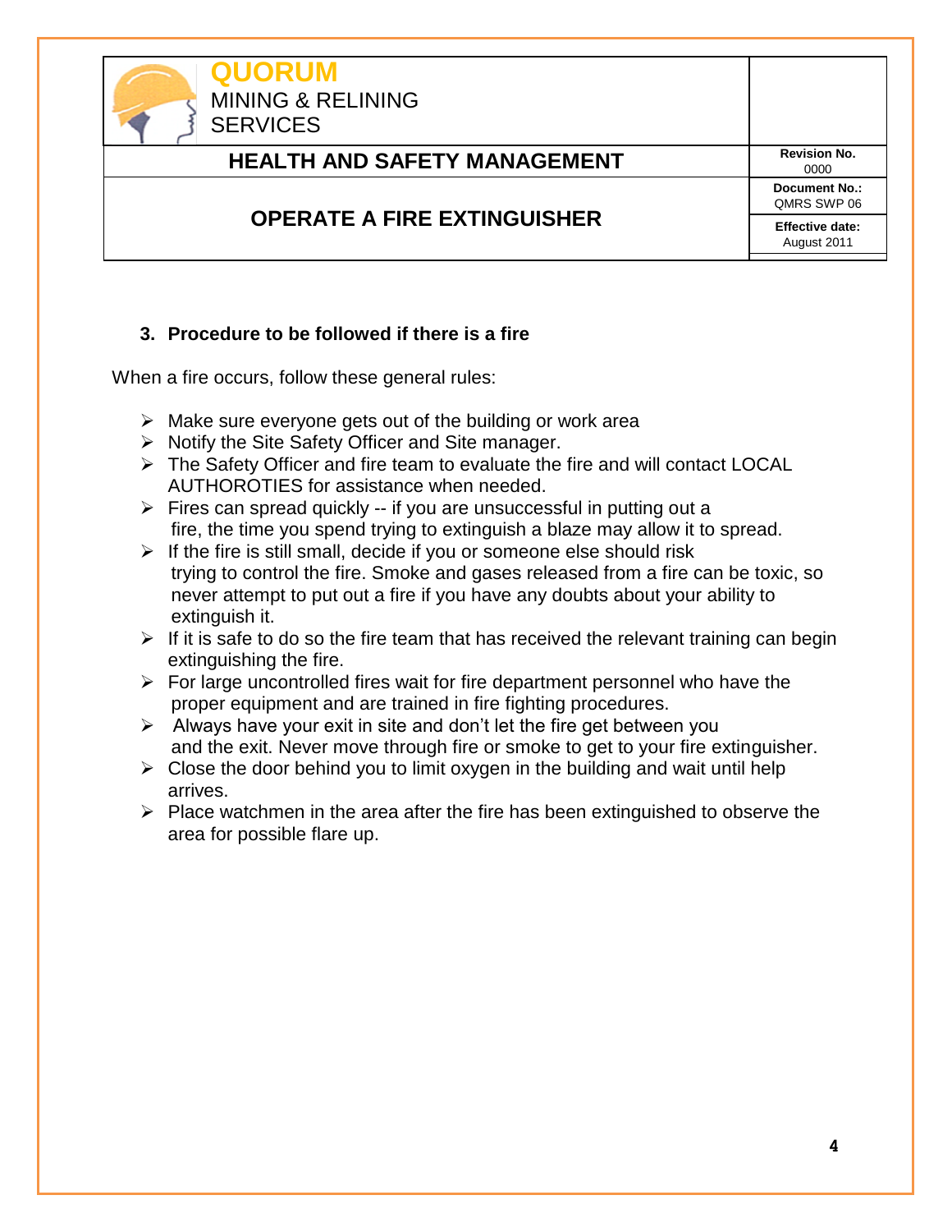## 3. Procedure to be followed if there is a fire

When a fire occurs, follow these general rules:

- Make sure everyone gets out of the building or work area
- Notify the Site Safety Officer and Site manager.
- The Safety Officer and fire team to evaluate the fire and will contact LOCAL AUTHOROTIES for assistance when needed.
- Fires can spread quickly -- if you are unsuccessful in putting out a fire, the time you spend trying to extinguish a blaze may allow it to spread.
- If the fire is still small, decide if you or someone else should risk trying to control the fire. Smoke and gases released from a fire can be toxic, so never attempt to put out a fire if you have any doubts about your ability to extinguish it.
- If it is safe to do so the fire team that has received the relevant training can begin extinguishing the fire.
- For large uncontrolled fires wait for fire department personnel who have the proper equipment and are trained in fire fighting procedures.
- Always have your exit in site and don't let the fire get between you and the exit. Never move through fire or smoke to get to your fire extinguisher.
- Close the door behind you to limit oxygen in the building and wait until help arrives.
- Place watchmen in the area after the fire has been extinguished to observe the area for possible flare up.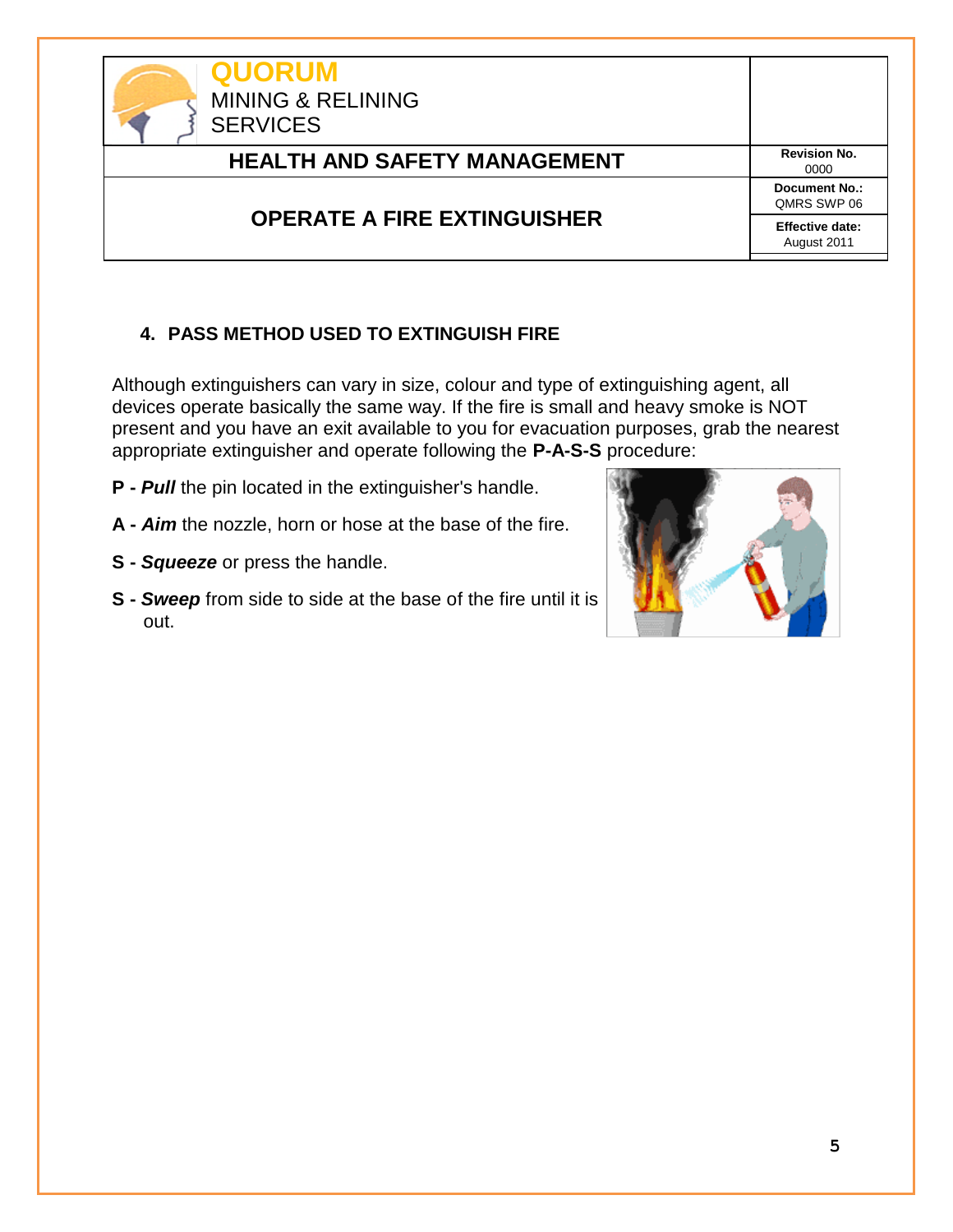## 4. PASS METHOD USED TO EXTINGUISH FIRE

Although extinguishers can vary in size, colour and type of extinguishing agent, all devices operate basically the same way. If the fire is small and heavy smoke is NOT present and you have an exit available to you for evacuation purposes, grab the nearest appropriate extinguisher and operate following the **P-A-S-S** procedure:

**P -** ***Pull*** the pin located in the extinguisher's handle.

**A -** ***Aim*** the nozzle, horn or hose at the base of the fire.

**S -** ***Squeeze*** or press the handle.

**S -** ***Sweep*** from side to side at the base of the fire until it is out.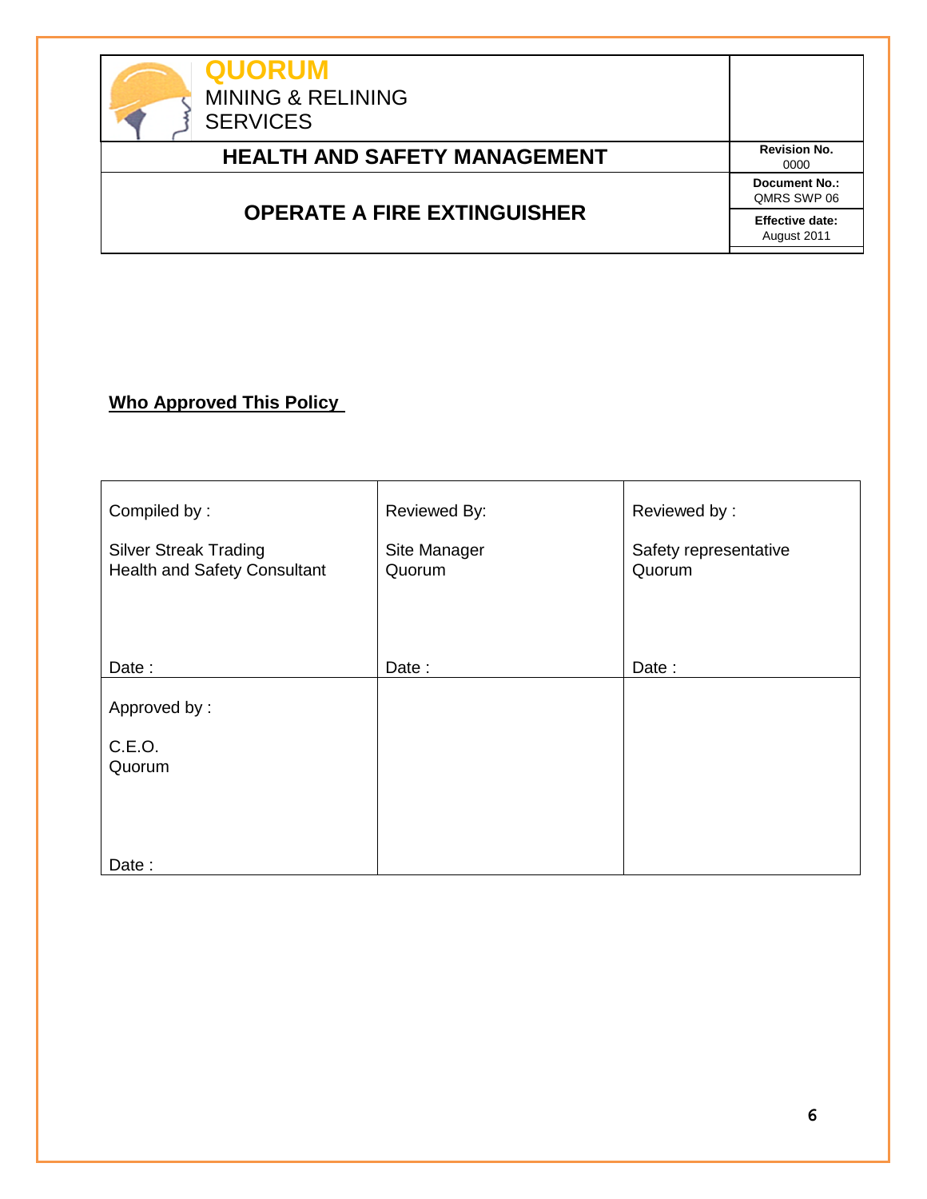| | |
|---|---|
| **QUORUM** MINING & RELINING SERVICES | |
| **HEALTH AND SAFETY MANAGEMENT** | **Revision No.** 0000 |
| **OPERATE A FIRE EXTINGUISHER** | **Document No.:** QMRS SWP 06 |
| | **Effective date:** August 2011 |

**Who Approved This Policy**

| | | |
|---|---|---|
| Compiled by :<br><br>Silver Streak Trading<br>Health and Safety Consultant<br><br>Date : | Reviewed By:<br><br>Site Manager<br>Quorum<br><br>Date : | Reviewed by :<br><br>Safety representative<br>Quorum<br><br>Date : |
| Approved by :<br><br>C.E.O.<br>Quorum<br><br>Date : | | |